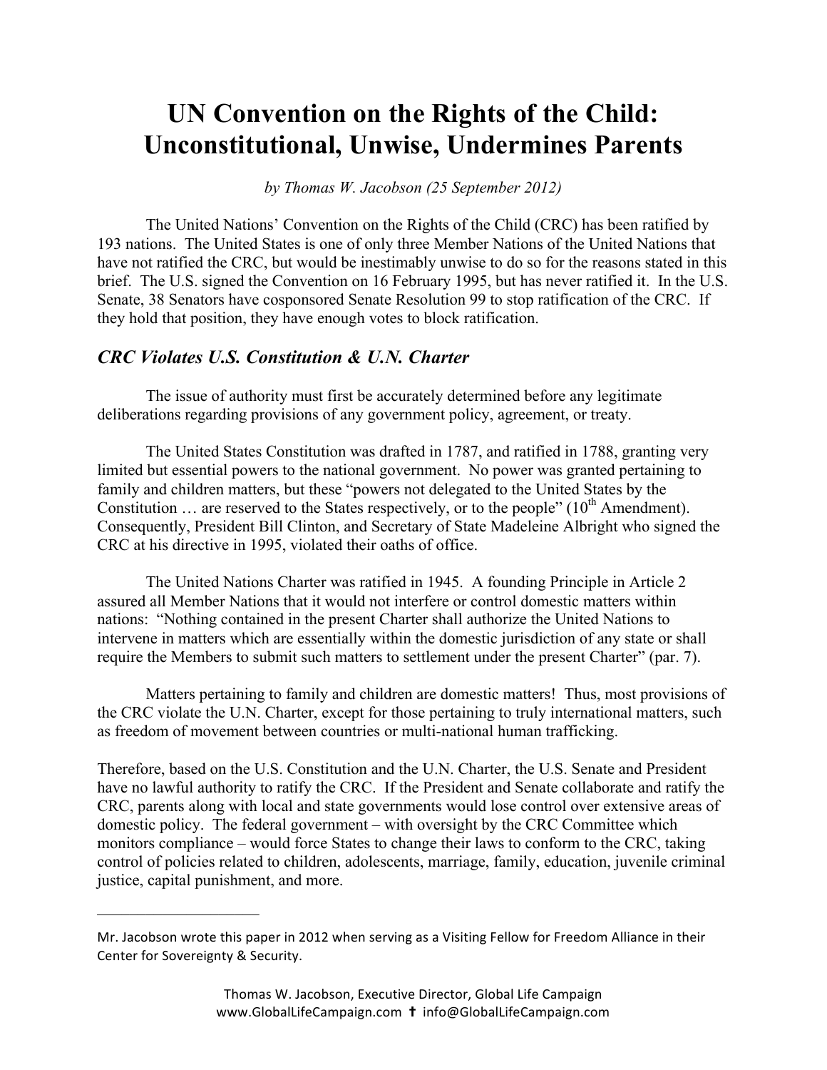# UN Convention on the Rights of the Child: Unconstitutional, Unwise, Undermines Parents

*by Thomas W. Jacobson (25 September 2012)*

The United Nations' Convention on the Rights of the Child (CRC) has been ratified by 193 nations. The United States is one of only three Member Nations of the United Nations that have not ratified the CRC, but would be inestimably unwise to do so for the reasons stated in this brief. The U.S. signed the Convention on 16 February 1995, but has never ratified it. In the U.S. Senate, 38 Senators have cosponsored Senate Resolution 99 to stop ratification of the CRC. If they hold that position, they have enough votes to block ratification.

## *CRC Violates U.S. Constitution & U.N. Charter*

The issue of authority must first be accurately determined before any legitimate deliberations regarding provisions of any government policy, agreement, or treaty.

The United States Constitution was drafted in 1787, and ratified in 1788, granting very limited but essential powers to the national government. No power was granted pertaining to family and children matters, but these "powers not delegated to the United States by the Constitution … are reserved to the States respectively, or to the people" (10th Amendment). Consequently, President Bill Clinton, and Secretary of State Madeleine Albright who signed the CRC at his directive in 1995, violated their oaths of office.

The United Nations Charter was ratified in 1945. A founding Principle in Article 2 assured all Member Nations that it would not interfere or control domestic matters within nations: "Nothing contained in the present Charter shall authorize the United Nations to intervene in matters which are essentially within the domestic jurisdiction of any state or shall require the Members to submit such matters to settlement under the present Charter" (par. 7).

Matters pertaining to family and children are domestic matters! Thus, most provisions of the CRC violate the U.N. Charter, except for those pertaining to truly international matters, such as freedom of movement between countries or multi-national human trafficking.

Therefore, based on the U.S. Constitution and the U.N. Charter, the U.S. Senate and President have no lawful authority to ratify the CRC. If the President and Senate collaborate and ratify the CRC, parents along with local and state governments would lose control over extensive areas of domestic policy. The federal government – with oversight by the CRC Committee which monitors compliance – would force States to change their laws to conform to the CRC, taking control of policies related to children, adolescents, marriage, family, education, juvenile criminal justice, capital punishment, and more.

---

Mr. Jacobson wrote this paper in 2012 when serving as a Visiting Fellow for Freedom Alliance in their Center for Sovereignty & Security.

Thomas W. Jacobson, Executive Director, Global Life Campaign
www.GlobalLifeCampaign.com ✝ info@GlobalLifeCampaign.com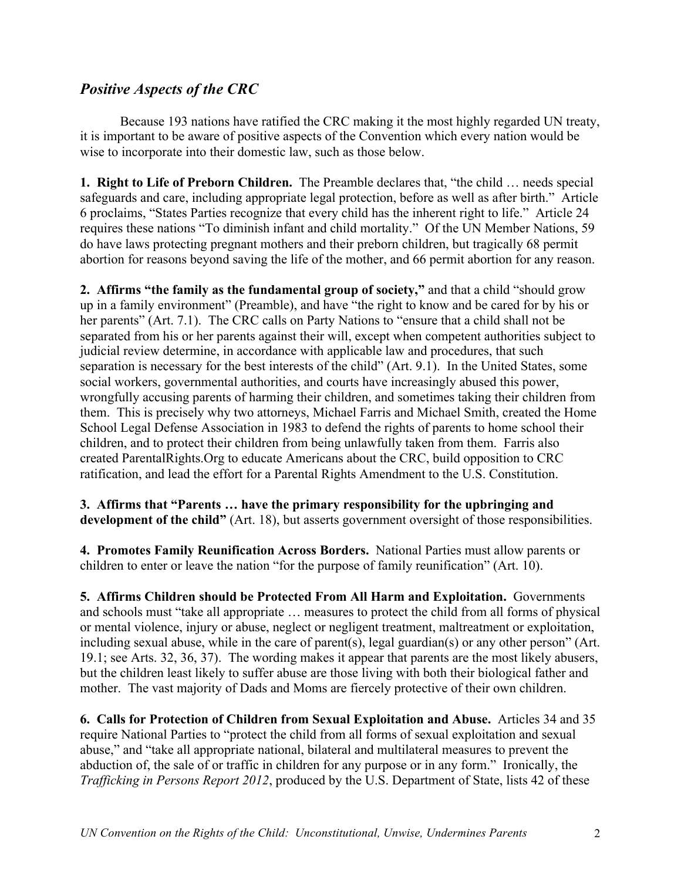## *Positive Aspects of the CRC*

Because 193 nations have ratified the CRC making it the most highly regarded UN treaty, it is important to be aware of positive aspects of the Convention which every nation would be wise to incorporate into their domestic law, such as those below.

**1. Right to Life of Preborn Children.** The Preamble declares that, "the child … needs special safeguards and care, including appropriate legal protection, before as well as after birth." Article 6 proclaims, "States Parties recognize that every child has the inherent right to life." Article 24 requires these nations "To diminish infant and child mortality." Of the UN Member Nations, 59 do have laws protecting pregnant mothers and their preborn children, but tragically 68 permit abortion for reasons beyond saving the life of the mother, and 66 permit abortion for any reason.

**2. Affirms "the family as the fundamental group of society,"** and that a child "should grow up in a family environment" (Preamble), and have "the right to know and be cared for by his or her parents" (Art. 7.1). The CRC calls on Party Nations to "ensure that a child shall not be separated from his or her parents against their will, except when competent authorities subject to judicial review determine, in accordance with applicable law and procedures, that such separation is necessary for the best interests of the child" (Art. 9.1). In the United States, some social workers, governmental authorities, and courts have increasingly abused this power, wrongfully accusing parents of harming their children, and sometimes taking their children from them. This is precisely why two attorneys, Michael Farris and Michael Smith, created the Home School Legal Defense Association in 1983 to defend the rights of parents to home school their children, and to protect their children from being unlawfully taken from them. Farris also created ParentalRights.Org to educate Americans about the CRC, build opposition to CRC ratification, and lead the effort for a Parental Rights Amendment to the U.S. Constitution.

**3. Affirms that "Parents … have the primary responsibility for the upbringing and development of the child"** (Art. 18), but asserts government oversight of those responsibilities.

**4. Promotes Family Reunification Across Borders.** National Parties must allow parents or children to enter or leave the nation "for the purpose of family reunification" (Art. 10).

**5. Affirms Children should be Protected From All Harm and Exploitation.** Governments and schools must "take all appropriate … measures to protect the child from all forms of physical or mental violence, injury or abuse, neglect or negligent treatment, maltreatment or exploitation, including sexual abuse, while in the care of parent(s), legal guardian(s) or any other person" (Art. 19.1; see Arts. 32, 36, 37). The wording makes it appear that parents are the most likely abusers, but the children least likely to suffer abuse are those living with both their biological father and mother. The vast majority of Dads and Moms are fiercely protective of their own children.

**6. Calls for Protection of Children from Sexual Exploitation and Abuse.** Articles 34 and 35 require National Parties to "protect the child from all forms of sexual exploitation and sexual abuse," and "take all appropriate national, bilateral and multilateral measures to prevent the abduction of, the sale of or traffic in children for any purpose or in any form." Ironically, the *Trafficking in Persons Report 2012*, produced by the U.S. Department of State, lists 42 of these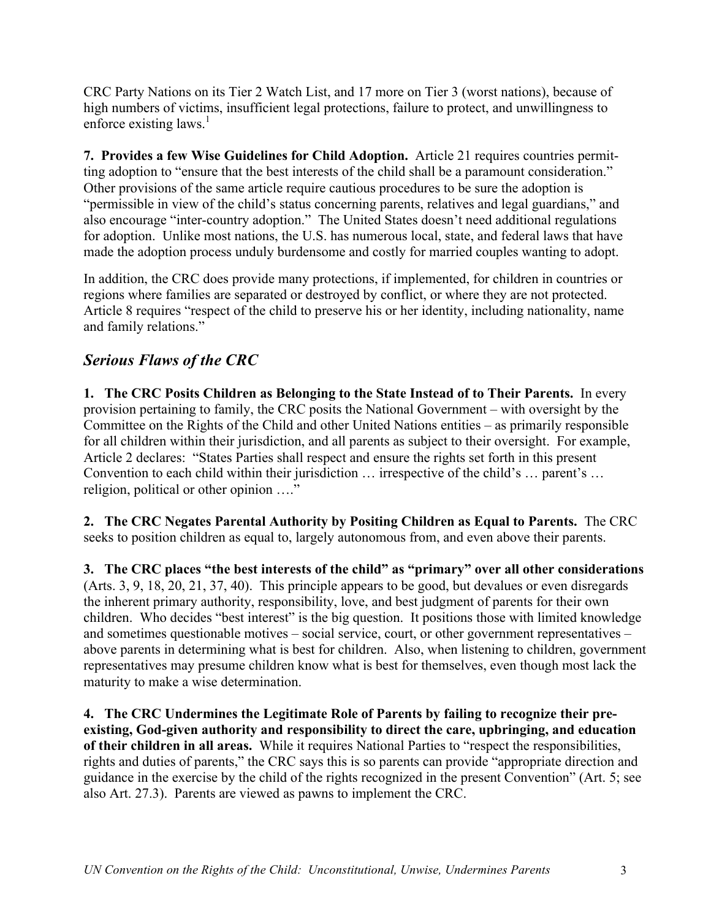CRC Party Nations on its Tier 2 Watch List, and 17 more on Tier 3 (worst nations), because of high numbers of victims, insufficient legal protections, failure to protect, and unwillingness to enforce existing laws.[1]

**7. Provides a few Wise Guidelines for Child Adoption.** Article 21 requires countries permitting adoption to "ensure that the best interests of the child shall be a paramount consideration." Other provisions of the same article require cautious procedures to be sure the adoption is "permissible in view of the child's status concerning parents, relatives and legal guardians," and also encourage "inter-country adoption." The United States doesn't need additional regulations for adoption. Unlike most nations, the U.S. has numerous local, state, and federal laws that have made the adoption process unduly burdensome and costly for married couples wanting to adopt.

In addition, the CRC does provide many protections, if implemented, for children in countries or regions where families are separated or destroyed by conflict, or where they are not protected. Article 8 requires "respect of the child to preserve his or her identity, including nationality, name and family relations."

## *Serious Flaws of the CRC*

**1. The CRC Posits Children as Belonging to the State Instead of to Their Parents.** In every provision pertaining to family, the CRC posits the National Government – with oversight by the Committee on the Rights of the Child and other United Nations entities – as primarily responsible for all children within their jurisdiction, and all parents as subject to their oversight. For example, Article 2 declares: "States Parties shall respect and ensure the rights set forth in this present Convention to each child within their jurisdiction … irrespective of the child's … parent's … religion, political or other opinion …."

**2. The CRC Negates Parental Authority by Positing Children as Equal to Parents.** The CRC seeks to position children as equal to, largely autonomous from, and even above their parents.

**3. The CRC places "the best interests of the child" as "primary" over all other considerations** (Arts. 3, 9, 18, 20, 21, 37, 40). This principle appears to be good, but devalues or even disregards the inherent primary authority, responsibility, love, and best judgment of parents for their own children. Who decides "best interest" is the big question. It positions those with limited knowledge and sometimes questionable motives – social service, court, or other government representatives – above parents in determining what is best for children. Also, when listening to children, government representatives may presume children know what is best for themselves, even though most lack the maturity to make a wise determination.

**4. The CRC Undermines the Legitimate Role of Parents by failing to recognize their pre-existing, God-given authority and responsibility to direct the care, upbringing, and education of their children in all areas.** While it requires National Parties to "respect the responsibilities, rights and duties of parents," the CRC says this is so parents can provide "appropriate direction and guidance in the exercise by the child of the rights recognized in the present Convention" (Art. 5; see also Art. 27.3). Parents are viewed as pawns to implement the CRC.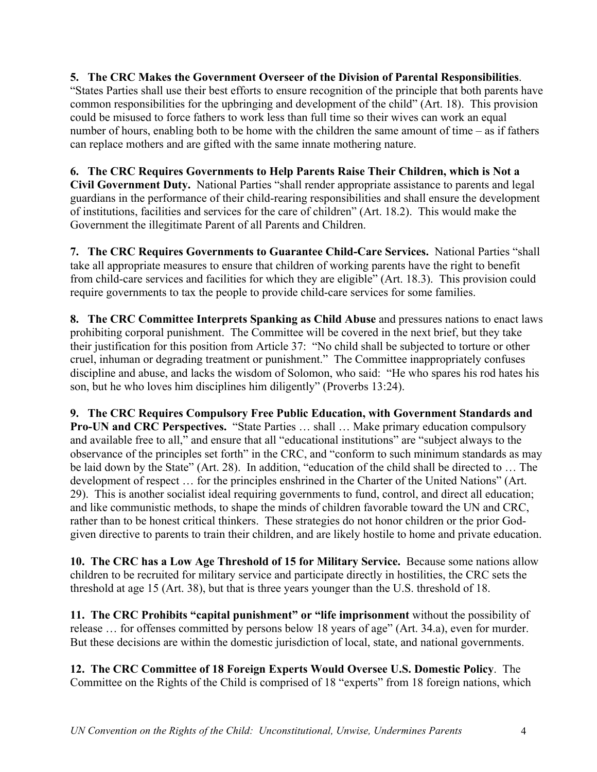**5. The CRC Makes the Government Overseer of the Division of Parental Responsibilities**. "States Parties shall use their best efforts to ensure recognition of the principle that both parents have common responsibilities for the upbringing and development of the child" (Art. 18). This provision could be misused to force fathers to work less than full time so their wives can work an equal number of hours, enabling both to be home with the children the same amount of time – as if fathers can replace mothers and are gifted with the same innate mothering nature.

**6. The CRC Requires Governments to Help Parents Raise Their Children, which is Not a Civil Government Duty.** National Parties "shall render appropriate assistance to parents and legal guardians in the performance of their child-rearing responsibilities and shall ensure the development of institutions, facilities and services for the care of children" (Art. 18.2). This would make the Government the illegitimate Parent of all Parents and Children.

**7. The CRC Requires Governments to Guarantee Child-Care Services.** National Parties "shall take all appropriate measures to ensure that children of working parents have the right to benefit from child-care services and facilities for which they are eligible" (Art. 18.3). This provision could require governments to tax the people to provide child-care services for some families.

**8. The CRC Committee Interprets Spanking as Child Abuse** and pressures nations to enact laws prohibiting corporal punishment. The Committee will be covered in the next brief, but they take their justification for this position from Article 37: "No child shall be subjected to torture or other cruel, inhuman or degrading treatment or punishment." The Committee inappropriately confuses discipline and abuse, and lacks the wisdom of Solomon, who said: "He who spares his rod hates his son, but he who loves him disciplines him diligently" (Proverbs 13:24).

**9. The CRC Requires Compulsory Free Public Education, with Government Standards and Pro-UN and CRC Perspectives.** "State Parties … shall … Make primary education compulsory and available free to all," and ensure that all "educational institutions" are "subject always to the observance of the principles set forth" in the CRC, and "conform to such minimum standards as may be laid down by the State" (Art. 28). In addition, "education of the child shall be directed to … The development of respect … for the principles enshrined in the Charter of the United Nations" (Art. 29). This is another socialist ideal requiring governments to fund, control, and direct all education; and like communistic methods, to shape the minds of children favorable toward the UN and CRC, rather than to be honest critical thinkers. These strategies do not honor children or the prior God-given directive to parents to train their children, and are likely hostile to home and private education.

**10. The CRC has a Low Age Threshold of 15 for Military Service.** Because some nations allow children to be recruited for military service and participate directly in hostilities, the CRC sets the threshold at age 15 (Art. 38), but that is three years younger than the U.S. threshold of 18.

**11. The CRC Prohibits "capital punishment" or "life imprisonment** without the possibility of release … for offenses committed by persons below 18 years of age" (Art. 34.a), even for murder. But these decisions are within the domestic jurisdiction of local, state, and national governments.

**12. The CRC Committee of 18 Foreign Experts Would Oversee U.S. Domestic Policy**. The Committee on the Rights of the Child is comprised of 18 "experts" from 18 foreign nations, which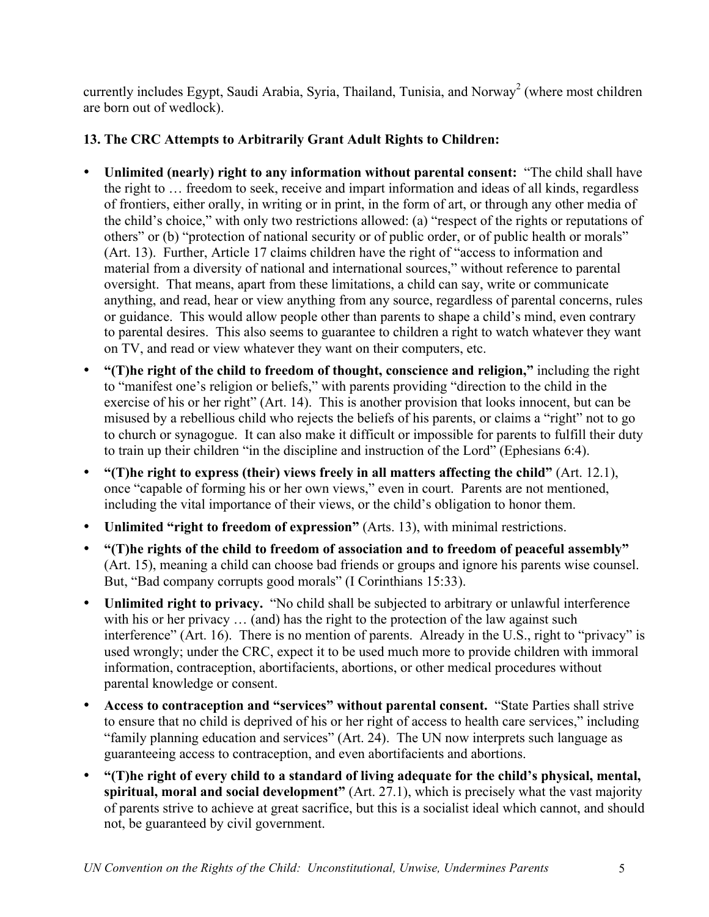currently includes Egypt, Saudi Arabia, Syria, Thailand, Tunisia, and Norway[2] (where most children are born out of wedlock).

**13. The CRC Attempts to Arbitrarily Grant Adult Rights to Children:**

- **Unlimited (nearly) right to any information without parental consent:** "The child shall have the right to … freedom to seek, receive and impart information and ideas of all kinds, regardless of frontiers, either orally, in writing or in print, in the form of art, or through any other media of the child's choice," with only two restrictions allowed: (a) "respect of the rights or reputations of others" or (b) "protection of national security or of public order, or of public health or morals" (Art. 13). Further, Article 17 claims children have the right of "access to information and material from a diversity of national and international sources," without reference to parental oversight. That means, apart from these limitations, a child can say, write or communicate anything, and read, hear or view anything from any source, regardless of parental concerns, rules or guidance. This would allow people other than parents to shape a child's mind, even contrary to parental desires. This also seems to guarantee to children a right to watch whatever they want on TV, and read or view whatever they want on their computers, etc.
- **"(T)he right of the child to freedom of thought, conscience and religion,"** including the right to "manifest one's religion or beliefs," with parents providing "direction to the child in the exercise of his or her right" (Art. 14). This is another provision that looks innocent, but can be misused by a rebellious child who rejects the beliefs of his parents, or claims a "right" not to go to church or synagogue. It can also make it difficult or impossible for parents to fulfill their duty to train up their children "in the discipline and instruction of the Lord" (Ephesians 6:4).
- **"(T)he right to express (their) views freely in all matters affecting the child"** (Art. 12.1), once "capable of forming his or her own views," even in court. Parents are not mentioned, including the vital importance of their views, or the child's obligation to honor them.
- **Unlimited "right to freedom of expression"** (Arts. 13), with minimal restrictions.
- **"(T)he rights of the child to freedom of association and to freedom of peaceful assembly"** (Art. 15), meaning a child can choose bad friends or groups and ignore his parents wise counsel. But, "Bad company corrupts good morals" (I Corinthians 15:33).
- **Unlimited right to privacy.** "No child shall be subjected to arbitrary or unlawful interference with his or her privacy … (and) has the right to the protection of the law against such interference" (Art. 16). There is no mention of parents. Already in the U.S., right to "privacy" is used wrongly; under the CRC, expect it to be used much more to provide children with immoral information, contraception, abortifacients, abortions, or other medical procedures without parental knowledge or consent.
- **Access to contraception and "services" without parental consent.** "State Parties shall strive to ensure that no child is deprived of his or her right of access to health care services," including "family planning education and services" (Art. 24). The UN now interprets such language as guaranteeing access to contraception, and even abortifacients and abortions.
- **"(T)he right of every child to a standard of living adequate for the child's physical, mental, spiritual, moral and social development"** (Art. 27.1), which is precisely what the vast majority of parents strive to achieve at great sacrifice, but this is a socialist ideal which cannot, and should not, be guaranteed by civil government.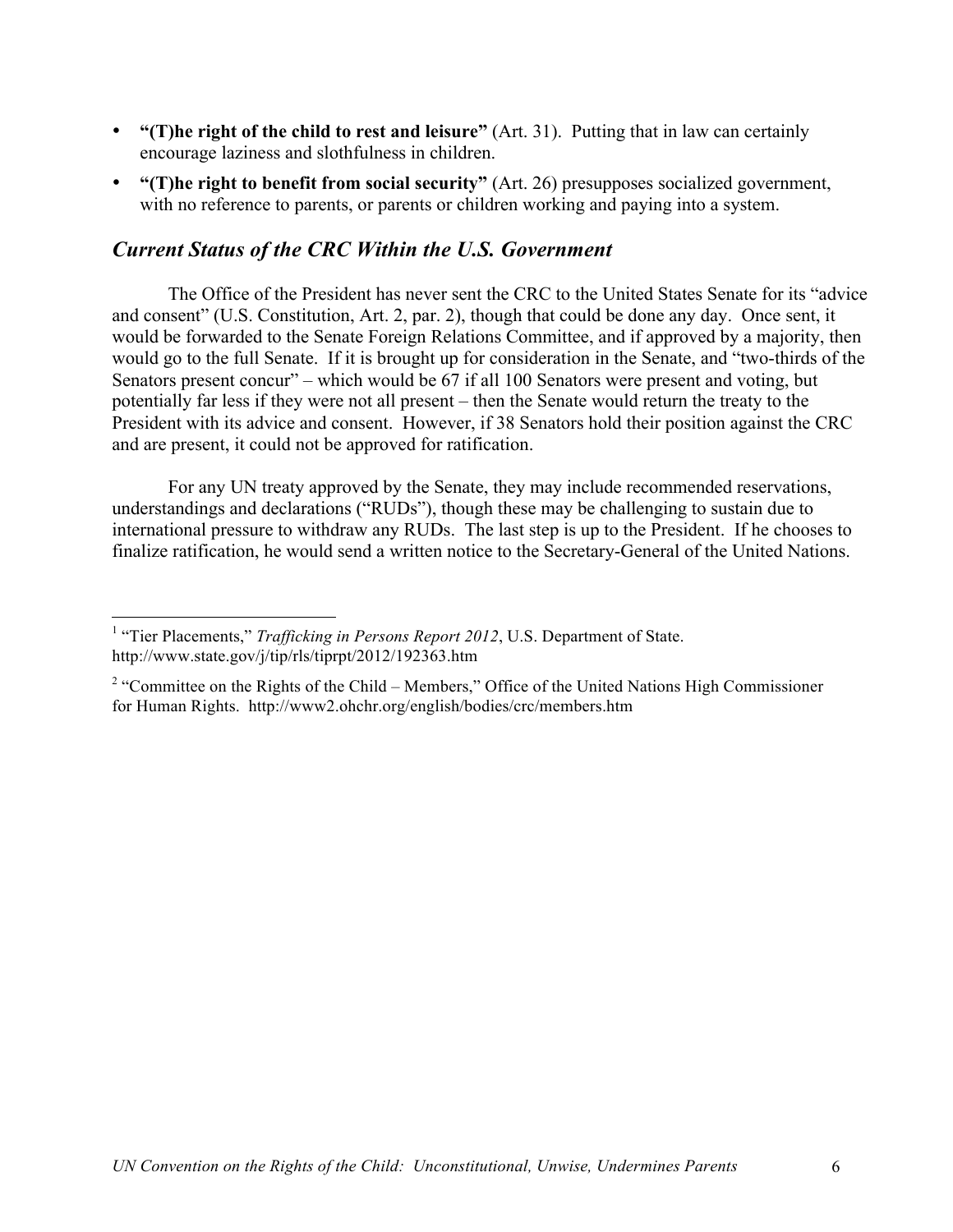- **"(T)he right of the child to rest and leisure"** (Art. 31). Putting that in law can certainly encourage laziness and slothfulness in children.
- **"(T)he right to benefit from social security"** (Art. 26) presupposes socialized government, with no reference to parents, or parents or children working and paying into a system.

### *Current Status of the CRC Within the U.S. Government*

The Office of the President has never sent the CRC to the United States Senate for its "advice and consent" (U.S. Constitution, Art. 2, par. 2), though that could be done any day. Once sent, it would be forwarded to the Senate Foreign Relations Committee, and if approved by a majority, then would go to the full Senate. If it is brought up for consideration in the Senate, and "two-thirds of the Senators present concur" – which would be 67 if all 100 Senators were present and voting, but potentially far less if they were not all present – then the Senate would return the treaty to the President with its advice and consent. However, if 38 Senators hold their position against the CRC and are present, it could not be approved for ratification.

For any UN treaty approved by the Senate, they may include recommended reservations, understandings and declarations ("RUDs"), though these may be challenging to sustain due to international pressure to withdraw any RUDs. The last step is up to the President. If he chooses to finalize ratification, he would send a written notice to the Secretary-General of the United Nations.

---

[1] "Tier Placements," *Trafficking in Persons Report 2012*, U.S. Department of State. http://www.state.gov/j/tip/rls/tiprpt/2012/192363.htm

[2] "Committee on the Rights of the Child – Members," Office of the United Nations High Commissioner for Human Rights. http://www2.ohchr.org/english/bodies/crc/members.htm